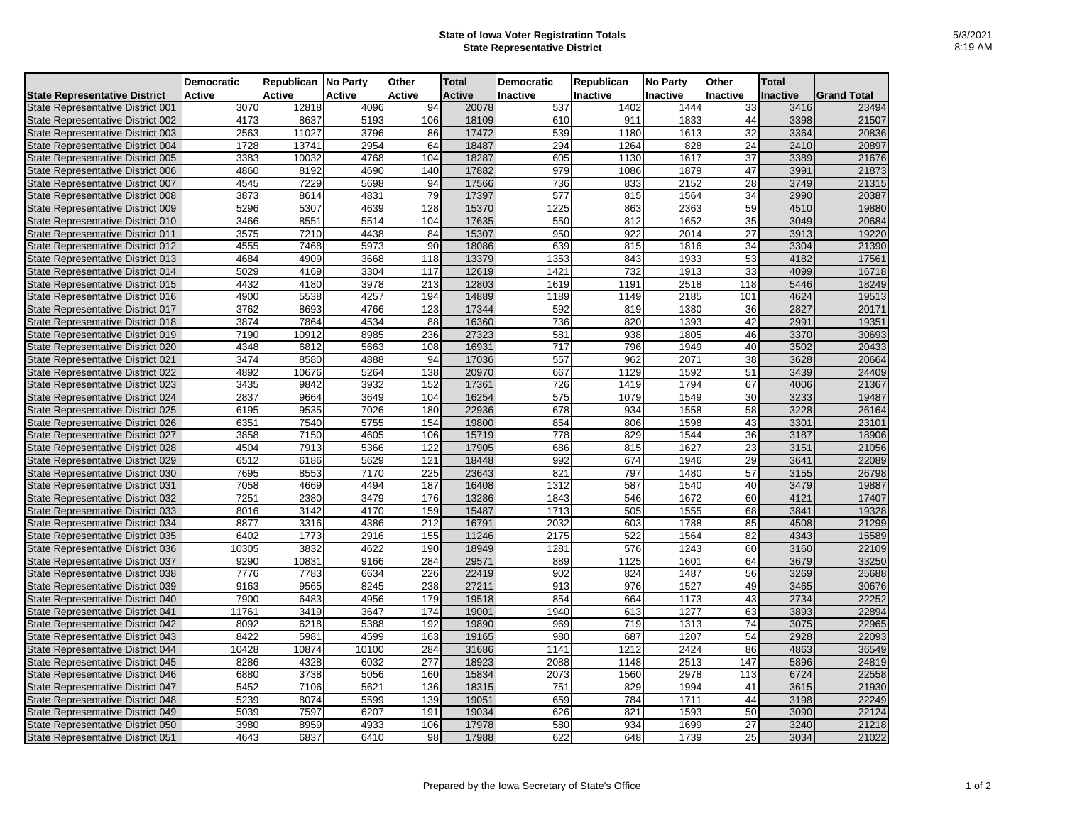# State of Iowa Voter Registration Totals
## State Representative District

5/3/2021
8:19 AM

| State Representative District | Democratic Active | Republican Active | No Party Active | Other Active | Total Active | Democratic Inactive | Republican Inactive | No Party Inactive | Other Inactive | Total Inactive | Grand Total |
|---|---|---|---|---|---|---|---|---|---|---|---|
| State Representative District 001 | 3070 | 12818 | 4096 | 94 | 20078 | 537 | 1402 | 1444 | 33 | 3416 | 23494 |
| State Representative District 002 | 4173 | 8637 | 5193 | 106 | 18109 | 610 | 911 | 1833 | 44 | 3398 | 21507 |
| State Representative District 003 | 2563 | 11027 | 3796 | 86 | 17472 | 539 | 1180 | 1613 | 32 | 3364 | 20836 |
| State Representative District 004 | 1728 | 13741 | 2954 | 64 | 18487 | 294 | 1264 | 828 | 24 | 2410 | 20897 |
| State Representative District 005 | 3383 | 10032 | 4768 | 104 | 18287 | 605 | 1130 | 1617 | 37 | 3389 | 21676 |
| State Representative District 006 | 4860 | 8192 | 4690 | 140 | 17882 | 979 | 1086 | 1879 | 47 | 3991 | 21873 |
| State Representative District 007 | 4545 | 7229 | 5698 | 94 | 17566 | 736 | 833 | 2152 | 28 | 3749 | 21315 |
| State Representative District 008 | 3873 | 8614 | 4831 | 79 | 17397 | 577 | 815 | 1564 | 34 | 2990 | 20387 |
| State Representative District 009 | 5296 | 5307 | 4639 | 128 | 15370 | 1225 | 863 | 2363 | 59 | 4510 | 19880 |
| State Representative District 010 | 3466 | 8551 | 5514 | 104 | 17635 | 550 | 812 | 1652 | 35 | 3049 | 20684 |
| State Representative District 011 | 3575 | 7210 | 4438 | 84 | 15307 | 950 | 922 | 2014 | 27 | 3913 | 19220 |
| State Representative District 012 | 4555 | 7468 | 5973 | 90 | 18086 | 639 | 815 | 1816 | 34 | 3304 | 21390 |
| State Representative District 013 | 4684 | 4909 | 3668 | 118 | 13379 | 1353 | 843 | 1933 | 53 | 4182 | 17561 |
| State Representative District 014 | 5029 | 4169 | 3304 | 117 | 12619 | 1421 | 732 | 1913 | 33 | 4099 | 16718 |
| State Representative District 015 | 4432 | 4180 | 3978 | 213 | 12803 | 1619 | 1191 | 2518 | 118 | 5446 | 18249 |
| State Representative District 016 | 4900 | 5538 | 4257 | 194 | 14889 | 1189 | 1149 | 2185 | 101 | 4624 | 19513 |
| State Representative District 017 | 3762 | 8693 | 4766 | 123 | 17344 | 592 | 819 | 1380 | 36 | 2827 | 20171 |
| State Representative District 018 | 3874 | 7864 | 4534 | 88 | 16360 | 736 | 820 | 1393 | 42 | 2991 | 19351 |
| State Representative District 019 | 7190 | 10912 | 8985 | 236 | 27323 | 581 | 938 | 1805 | 46 | 3370 | 30693 |
| State Representative District 020 | 4348 | 6812 | 5663 | 108 | 16931 | 717 | 796 | 1949 | 40 | 3502 | 20433 |
| State Representative District 021 | 3474 | 8580 | 4888 | 94 | 17036 | 557 | 962 | 2071 | 38 | 3628 | 20664 |
| State Representative District 022 | 4892 | 10676 | 5264 | 138 | 20970 | 667 | 1129 | 1592 | 51 | 3439 | 24409 |
| State Representative District 023 | 3435 | 9842 | 3932 | 152 | 17361 | 726 | 1419 | 1794 | 67 | 4006 | 21367 |
| State Representative District 024 | 2837 | 9664 | 3649 | 104 | 16254 | 575 | 1079 | 1549 | 30 | 3233 | 19487 |
| State Representative District 025 | 6195 | 9535 | 7026 | 180 | 22936 | 678 | 934 | 1558 | 58 | 3228 | 26164 |
| State Representative District 026 | 6351 | 7540 | 5755 | 154 | 19800 | 854 | 806 | 1598 | 43 | 3301 | 23101 |
| State Representative District 027 | 3858 | 7150 | 4605 | 106 | 15719 | 778 | 829 | 1544 | 36 | 3187 | 18906 |
| State Representative District 028 | 4504 | 7913 | 5366 | 122 | 17905 | 686 | 815 | 1627 | 23 | 3151 | 21056 |
| State Representative District 029 | 6512 | 6186 | 5629 | 121 | 18448 | 992 | 674 | 1946 | 29 | 3641 | 22089 |
| State Representative District 030 | 7695 | 8553 | 7170 | 225 | 23643 | 821 | 797 | 1480 | 57 | 3155 | 26798 |
| State Representative District 031 | 7058 | 4669 | 4494 | 187 | 16408 | 1312 | 587 | 1540 | 40 | 3479 | 19887 |
| State Representative District 032 | 7251 | 2380 | 3479 | 176 | 13286 | 1843 | 546 | 1672 | 60 | 4121 | 17407 |
| State Representative District 033 | 8016 | 3142 | 4170 | 159 | 15487 | 1713 | 505 | 1555 | 68 | 3841 | 19328 |
| State Representative District 034 | 8877 | 3316 | 4386 | 212 | 16791 | 2032 | 603 | 1788 | 85 | 4508 | 21299 |
| State Representative District 035 | 6402 | 1773 | 2916 | 155 | 11246 | 2175 | 522 | 1564 | 82 | 4343 | 15589 |
| State Representative District 036 | 10305 | 3832 | 4622 | 190 | 18949 | 1281 | 576 | 1243 | 60 | 3160 | 22109 |
| State Representative District 037 | 9290 | 10831 | 9166 | 284 | 29571 | 889 | 1125 | 1601 | 64 | 3679 | 33250 |
| State Representative District 038 | 7776 | 7783 | 6634 | 226 | 22419 | 902 | 824 | 1487 | 56 | 3269 | 25688 |
| State Representative District 039 | 9163 | 9565 | 8245 | 238 | 27211 | 913 | 976 | 1527 | 49 | 3465 | 30676 |
| State Representative District 040 | 7900 | 6483 | 4956 | 179 | 19518 | 854 | 664 | 1173 | 43 | 2734 | 22252 |
| State Representative District 041 | 11761 | 3419 | 3647 | 174 | 19001 | 1940 | 613 | 1277 | 63 | 3893 | 22894 |
| State Representative District 042 | 8092 | 6218 | 5388 | 192 | 19890 | 969 | 719 | 1313 | 74 | 3075 | 22965 |
| State Representative District 043 | 8422 | 5981 | 4599 | 163 | 19165 | 980 | 687 | 1207 | 54 | 2928 | 22093 |
| State Representative District 044 | 10428 | 10874 | 10100 | 284 | 31686 | 1141 | 1212 | 2424 | 86 | 4863 | 36549 |
| State Representative District 045 | 8286 | 4328 | 6032 | 277 | 18923 | 2088 | 1148 | 2513 | 147 | 5896 | 24819 |
| State Representative District 046 | 6880 | 3738 | 5056 | 160 | 15834 | 2073 | 1560 | 2978 | 113 | 6724 | 22558 |
| State Representative District 047 | 5452 | 7106 | 5621 | 136 | 18315 | 751 | 829 | 1994 | 41 | 3615 | 21930 |
| State Representative District 048 | 5239 | 8074 | 5599 | 139 | 19051 | 659 | 784 | 1711 | 44 | 3198 | 22249 |
| State Representative District 049 | 5039 | 7597 | 6207 | 191 | 19034 | 626 | 821 | 1593 | 50 | 3090 | 22124 |
| State Representative District 050 | 3980 | 8959 | 4933 | 106 | 17978 | 580 | 934 | 1699 | 27 | 3240 | 21218 |
| State Representative District 051 | 4643 | 6837 | 6410 | 98 | 17988 | 622 | 648 | 1739 | 25 | 3034 | 21022 |

Prepared by the Iowa Secretary of State's Office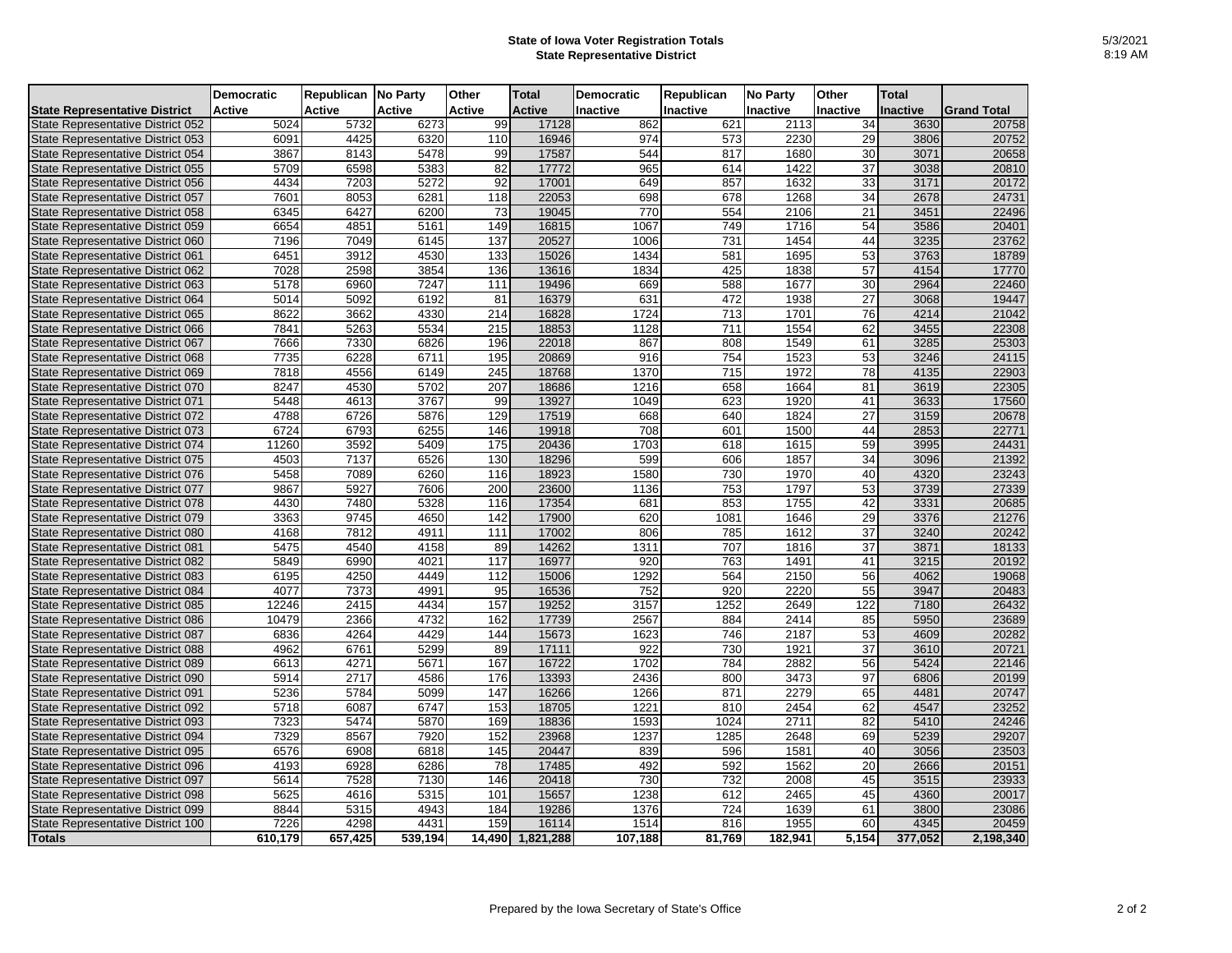**State of Iowa Voter Registration Totals**
**State Representative District**

5/3/2021
8:19 AM

| State Representative District | Democratic Active | Republican Active | No Party Active | Other Active | Total Active | Democratic Inactive | Republican Inactive | No Party Inactive | Other Inactive | Total Inactive | Grand Total |
|---|---|---|---|---|---|---|---|---|---|---|---|
| State Representative District 052 | 5024 | 5732 | 6273 | 99 | 17128 | 862 | 621 | 2113 | 34 | 3630 | 20758 |
| State Representative District 053 | 6091 | 4425 | 6320 | 110 | 16946 | 974 | 573 | 2230 | 29 | 3806 | 20752 |
| State Representative District 054 | 3867 | 8143 | 5478 | 99 | 17587 | 544 | 817 | 1680 | 30 | 3071 | 20658 |
| State Representative District 055 | 5709 | 6598 | 5383 | 82 | 17772 | 965 | 614 | 1422 | 37 | 3038 | 20810 |
| State Representative District 056 | 4434 | 7203 | 5272 | 92 | 17001 | 649 | 857 | 1632 | 33 | 3171 | 20172 |
| State Representative District 057 | 7601 | 8053 | 6281 | 118 | 22053 | 698 | 678 | 1268 | 34 | 2678 | 24731 |
| State Representative District 058 | 6345 | 6427 | 6200 | 73 | 19045 | 770 | 554 | 2106 | 21 | 3451 | 22496 |
| State Representative District 059 | 6654 | 4851 | 5161 | 149 | 16815 | 1067 | 749 | 1716 | 54 | 3586 | 20401 |
| State Representative District 060 | 7196 | 7049 | 6145 | 137 | 20527 | 1006 | 731 | 1454 | 44 | 3235 | 23762 |
| State Representative District 061 | 6451 | 3912 | 4530 | 133 | 15026 | 1434 | 581 | 1695 | 53 | 3763 | 18789 |
| State Representative District 062 | 7028 | 2598 | 3854 | 136 | 13616 | 1834 | 425 | 1838 | 57 | 4154 | 17770 |
| State Representative District 063 | 5178 | 6960 | 7247 | 111 | 19496 | 669 | 588 | 1677 | 30 | 2964 | 22460 |
| State Representative District 064 | 5014 | 5092 | 6192 | 81 | 16379 | 631 | 472 | 1938 | 27 | 3068 | 19447 |
| State Representative District 065 | 8622 | 3662 | 4330 | 214 | 16828 | 1724 | 713 | 1701 | 76 | 4214 | 21042 |
| State Representative District 066 | 7841 | 5263 | 5534 | 215 | 18853 | 1128 | 711 | 1554 | 62 | 3455 | 22308 |
| State Representative District 067 | 7666 | 7330 | 6826 | 196 | 22018 | 867 | 808 | 1549 | 61 | 3285 | 25303 |
| State Representative District 068 | 7735 | 6228 | 6711 | 195 | 20869 | 916 | 754 | 1523 | 53 | 3246 | 24115 |
| State Representative District 069 | 7818 | 4556 | 6149 | 245 | 18768 | 1370 | 715 | 1972 | 78 | 4135 | 22903 |
| State Representative District 070 | 8247 | 4530 | 5702 | 207 | 18686 | 1216 | 658 | 1664 | 81 | 3619 | 22305 |
| State Representative District 071 | 5448 | 4613 | 3767 | 99 | 13927 | 1049 | 623 | 1920 | 41 | 3633 | 17560 |
| State Representative District 072 | 4788 | 6726 | 5876 | 129 | 17519 | 668 | 640 | 1824 | 27 | 3159 | 20678 |
| State Representative District 073 | 6724 | 6793 | 6255 | 146 | 19918 | 708 | 601 | 1500 | 44 | 2853 | 22771 |
| State Representative District 074 | 11260 | 3592 | 5409 | 175 | 20436 | 1703 | 618 | 1615 | 59 | 3995 | 24431 |
| State Representative District 075 | 4503 | 7137 | 6526 | 130 | 18296 | 599 | 606 | 1857 | 34 | 3096 | 21392 |
| State Representative District 076 | 5458 | 7089 | 6260 | 116 | 18923 | 1580 | 730 | 1970 | 40 | 4320 | 23243 |
| State Representative District 077 | 9867 | 5927 | 7606 | 200 | 23600 | 1136 | 753 | 1797 | 53 | 3739 | 27339 |
| State Representative District 078 | 4430 | 7480 | 5328 | 116 | 17354 | 681 | 853 | 1755 | 42 | 3331 | 20685 |
| State Representative District 079 | 3363 | 9745 | 4650 | 142 | 17900 | 620 | 1081 | 1646 | 29 | 3376 | 21276 |
| State Representative District 080 | 4168 | 7812 | 4911 | 111 | 17002 | 806 | 785 | 1612 | 37 | 3240 | 20242 |
| State Representative District 081 | 5475 | 4540 | 4158 | 89 | 14262 | 1311 | 707 | 1816 | 37 | 3871 | 18133 |
| State Representative District 082 | 5849 | 6990 | 4021 | 117 | 16977 | 920 | 763 | 1491 | 41 | 3215 | 20192 |
| State Representative District 083 | 6195 | 4250 | 4449 | 112 | 15006 | 1292 | 564 | 2150 | 56 | 4062 | 19068 |
| State Representative District 084 | 4077 | 7373 | 4991 | 95 | 16536 | 752 | 920 | 2220 | 55 | 3947 | 20483 |
| State Representative District 085 | 12246 | 2415 | 4434 | 157 | 19252 | 3157 | 1252 | 2649 | 122 | 7180 | 26432 |
| State Representative District 086 | 10479 | 2366 | 4732 | 162 | 17739 | 2567 | 884 | 2414 | 85 | 5950 | 23689 |
| State Representative District 087 | 6836 | 4264 | 4429 | 144 | 15673 | 1623 | 746 | 2187 | 53 | 4609 | 20282 |
| State Representative District 088 | 4962 | 6761 | 5299 | 89 | 17111 | 922 | 730 | 1921 | 37 | 3610 | 20721 |
| State Representative District 089 | 6613 | 4271 | 5671 | 167 | 16722 | 1702 | 784 | 2882 | 56 | 5424 | 22146 |
| State Representative District 090 | 5914 | 2717 | 4586 | 176 | 13393 | 2436 | 800 | 3473 | 97 | 6806 | 20199 |
| State Representative District 091 | 5236 | 5784 | 5099 | 147 | 16266 | 1266 | 871 | 2279 | 65 | 4481 | 20747 |
| State Representative District 092 | 5718 | 6087 | 6747 | 153 | 18705 | 1221 | 810 | 2454 | 62 | 4547 | 23252 |
| State Representative District 093 | 7323 | 5474 | 5870 | 169 | 18836 | 1593 | 1024 | 2711 | 82 | 5410 | 24246 |
| State Representative District 094 | 7329 | 8567 | 7920 | 152 | 23968 | 1237 | 1285 | 2648 | 69 | 5239 | 29207 |
| State Representative District 095 | 6576 | 6908 | 6818 | 145 | 20447 | 839 | 596 | 1581 | 40 | 3056 | 23503 |
| State Representative District 096 | 4193 | 6928 | 6286 | 78 | 17485 | 492 | 592 | 1562 | 20 | 2666 | 20151 |
| State Representative District 097 | 5614 | 7528 | 7130 | 146 | 20418 | 730 | 732 | 2008 | 45 | 3515 | 23933 |
| State Representative District 098 | 5625 | 4616 | 5315 | 101 | 15657 | 1238 | 612 | 2465 | 45 | 4360 | 20017 |
| State Representative District 099 | 8844 | 5315 | 4943 | 184 | 19286 | 1376 | 724 | 1639 | 61 | 3800 | 23086 |
| State Representative District 100 | 7226 | 4298 | 4431 | 159 | 16114 | 1514 | 816 | 1955 | 60 | 4345 | 20459 |
| **Totals** | **610,179** | **657,425** | **539,194** | **14,490** | **1,821,288** | **107,188** | **81,769** | **182,941** | **5,154** | **377,052** | **2,198,340** |

Prepared by the Iowa Secretary of State's Office